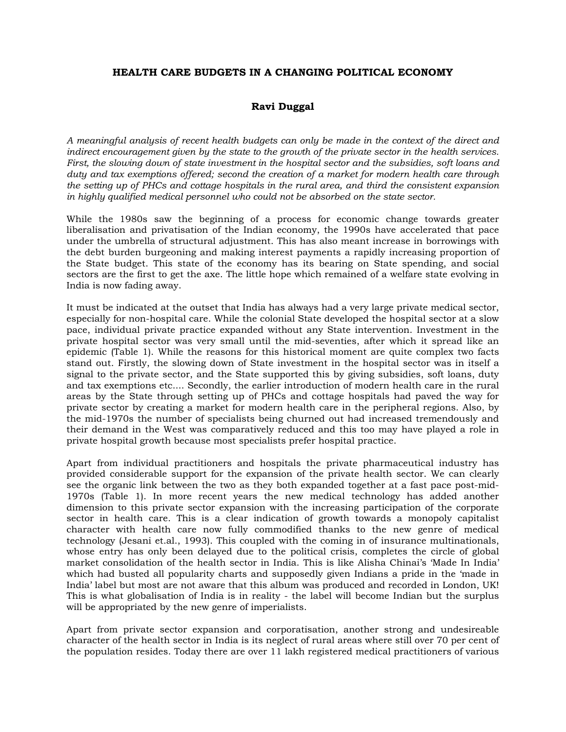# HEALTH CARE BUDGETS IN A CHANGING POLITICAL ECONOMY

**Ravi Duggal**

*A meaningful analysis of recent health budgets can only be made in the context of the direct and indirect encouragement given by the state to the growth of the private sector in the health services. First, the slowing down of state investment in the hospital sector and the subsidies, soft loans and duty and tax exemptions offered; second the creation of a market for modern health care through the setting up of PHCs and cottage hospitals in the rural area, and third the consistent expansion in highly qualified medical personnel who could not be absorbed on the state sector.*

While the 1980s saw the beginning of a process for economic change towards greater liberalisation and privatisation of the Indian economy, the 1990s have accelerated that pace under the umbrella of structural adjustment. This has also meant increase in borrowings with the debt burden burgeoning and making interest payments a rapidly increasing proportion of the State budget. This state of the economy has its bearing on State spending, and social sectors are the first to get the axe. The little hope which remained of a welfare state evolving in India is now fading away.

It must be indicated at the outset that India has always had a very large private medical sector, especially for non-hospital care. While the colonial State developed the hospital sector at a slow pace, individual private practice expanded without any State intervention. Investment in the private hospital sector was very small until the mid-seventies, after which it spread like an epidemic (Table 1). While the reasons for this historical moment are quite complex two facts stand out. Firstly, the slowing down of State investment in the hospital sector was in itself a signal to the private sector, and the State supported this by giving subsidies, soft loans, duty and tax exemptions etc.... Secondly, the earlier introduction of modern health care in the rural areas by the State through setting up of PHCs and cottage hospitals had paved the way for private sector by creating a market for modern health care in the peripheral regions. Also, by the mid-1970s the number of specialists being churned out had increased tremendously and their demand in the West was comparatively reduced and this too may have played a role in private hospital growth because most specialists prefer hospital practice.

Apart from individual practitioners and hospitals the private pharmaceutical industry has provided considerable support for the expansion of the private health sector. We can clearly see the organic link between the two as they both expanded together at a fast pace post-mid-1970s (Table 1). In more recent years the new medical technology has added another dimension to this private sector expansion with the increasing participation of the corporate sector in health care. This is a clear indication of growth towards a monopoly capitalist character with health care now fully commodified thanks to the new genre of medical technology (Jesani et.al., 1993). This coupled with the coming in of insurance multinationals, whose entry has only been delayed due to the political crisis, completes the circle of global market consolidation of the health sector in India. This is like Alisha Chinai's 'Made In India' which had busted all popularity charts and supposedly given Indians a pride in the 'made in India' label but most are not aware that this album was produced and recorded in London, UK! This is what globalisation of India is in reality - the label will become Indian but the surplus will be appropriated by the new genre of imperialists.

Apart from private sector expansion and corporatisation, another strong and undesireable character of the health sector in India is its neglect of rural areas where still over 70 per cent of the population resides. Today there are over 11 lakh registered medical practitioners of various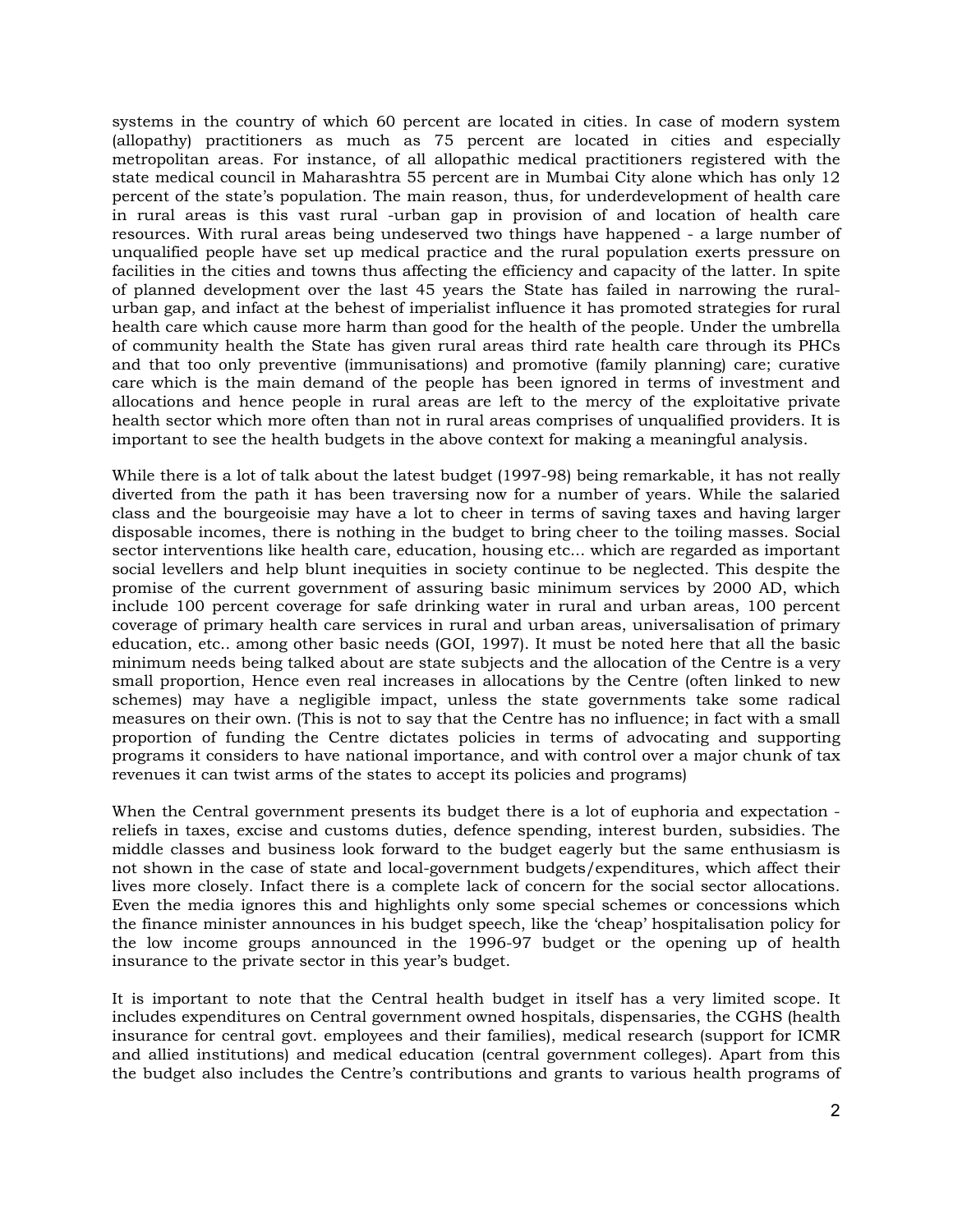systems in the country of which 60 percent are located in cities. In case of modern system (allopathy) practitioners as much as 75 percent are located in cities and especially metropolitan areas. For instance, of all allopathic medical practitioners registered with the state medical council in Maharashtra 55 percent are in Mumbai City alone which has only 12 percent of the state's population. The main reason, thus, for underdevelopment of health care in rural areas is this vast rural -urban gap in provision of and location of health care resources. With rural areas being undeserved two things have happened - a large number of unqualified people have set up medical practice and the rural population exerts pressure on facilities in the cities and towns thus affecting the efficiency and capacity of the latter. In spite of planned development over the last 45 years the State has failed in narrowing the rural-urban gap, and infact at the behest of imperialist influence it has promoted strategies for rural health care which cause more harm than good for the health of the people. Under the umbrella of community health the State has given rural areas third rate health care through its PHCs and that too only preventive (immunisations) and promotive (family planning) care; curative care which is the main demand of the people has been ignored in terms of investment and allocations and hence people in rural areas are left to the mercy of the exploitative private health sector which more often than not in rural areas comprises of unqualified providers. It is important to see the health budgets in the above context for making a meaningful analysis.

While there is a lot of talk about the latest budget (1997-98) being remarkable, it has not really diverted from the path it has been traversing now for a number of years. While the salaried class and the bourgeoisie may have a lot to cheer in terms of saving taxes and having larger disposable incomes, there is nothing in the budget to bring cheer to the toiling masses. Social sector interventions like health care, education, housing etc... which are regarded as important social levellers and help blunt inequities in society continue to be neglected. This despite the promise of the current government of assuring basic minimum services by 2000 AD, which include 100 percent coverage for safe drinking water in rural and urban areas, 100 percent coverage of primary health care services in rural and urban areas, universalisation of primary education, etc.. among other basic needs (GOI, 1997). It must be noted here that all the basic minimum needs being talked about are state subjects and the allocation of the Centre is a very small proportion, Hence even real increases in allocations by the Centre (often linked to new schemes) may have a negligible impact, unless the state governments take some radical measures on their own. (This is not to say that the Centre has no influence; in fact with a small proportion of funding the Centre dictates policies in terms of advocating and supporting programs it considers to have national importance, and with control over a major chunk of tax revenues it can twist arms of the states to accept its policies and programs)

When the Central government presents its budget there is a lot of euphoria and expectation - reliefs in taxes, excise and customs duties, defence spending, interest burden, subsidies. The middle classes and business look forward to the budget eagerly but the same enthusiasm is not shown in the case of state and local-government budgets/expenditures, which affect their lives more closely. Infact there is a complete lack of concern for the social sector allocations. Even the media ignores this and highlights only some special schemes or concessions which the finance minister announces in his budget speech, like the 'cheap' hospitalisation policy for the low income groups announced in the 1996-97 budget or the opening up of health insurance to the private sector in this year's budget.

It is important to note that the Central health budget in itself has a very limited scope. It includes expenditures on Central government owned hospitals, dispensaries, the CGHS (health insurance for central govt. employees and their families), medical research (support for ICMR and allied institutions) and medical education (central government colleges). Apart from this the budget also includes the Centre's contributions and grants to various health programs of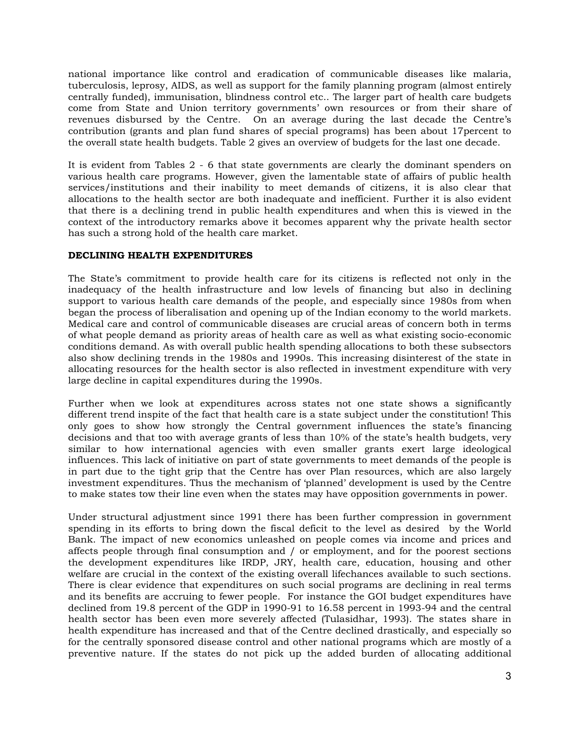national importance like control and eradication of communicable diseases like malaria, tuberculosis, leprosy, AIDS, as well as support for the family planning program (almost entirely centrally funded), immunisation, blindness control etc.. The larger part of health care budgets come from State and Union territory governments' own resources or from their share of revenues disbursed by the Centre. On an average during the last decade the Centre's contribution (grants and plan fund shares of special programs) has been about 17percent to the overall state health budgets. Table 2 gives an overview of budgets for the last one decade.

It is evident from Tables 2 - 6 that state governments are clearly the dominant spenders on various health care programs. However, given the lamentable state of affairs of public health services/institutions and their inability to meet demands of citizens, it is also clear that allocations to the health sector are both inadequate and inefficient. Further it is also evident that there is a declining trend in public health expenditures and when this is viewed in the context of the introductory remarks above it becomes apparent why the private health sector has such a strong hold of the health care market.

**DECLINING HEALTH EXPENDITURES**

The State's commitment to provide health care for its citizens is reflected not only in the inadequacy of the health infrastructure and low levels of financing but also in declining support to various health care demands of the people, and especially since 1980s from when began the process of liberalisation and opening up of the Indian economy to the world markets. Medical care and control of communicable diseases are crucial areas of concern both in terms of what people demand as priority areas of health care as well as what existing socio-economic conditions demand. As with overall public health spending allocations to both these subsectors also show declining trends in the 1980s and 1990s. This increasing disinterest of the state in allocating resources for the health sector is also reflected in investment expenditure with very large decline in capital expenditures during the 1990s.

Further when we look at expenditures across states not one state shows a significantly different trend inspite of the fact that health care is a state subject under the constitution! This only goes to show how strongly the Central government influences the state's financing decisions and that too with average grants of less than 10% of the state's health budgets, very similar to how international agencies with even smaller grants exert large ideological influences. This lack of initiative on part of state governments to meet demands of the people is in part due to the tight grip that the Centre has over Plan resources, which are also largely investment expenditures. Thus the mechanism of 'planned' development is used by the Centre to make states tow their line even when the states may have opposition governments in power.

Under structural adjustment since 1991 there has been further compression in government spending in its efforts to bring down the fiscal deficit to the level as desired by the World Bank. The impact of new economics unleashed on people comes via income and prices and affects people through final consumption and / or employment, and for the poorest sections the development expenditures like IRDP, JRY, health care, education, housing and other welfare are crucial in the context of the existing overall lifechances available to such sections. There is clear evidence that expenditures on such social programs are declining in real terms and its benefits are accruing to fewer people. For instance the GOI budget expenditures have declined from 19.8 percent of the GDP in 1990-91 to 16.58 percent in 1993-94 and the central health sector has been even more severely affected (Tulasidhar, 1993). The states share in health expenditure has increased and that of the Centre declined drastically, and especially so for the centrally sponsored disease control and other national programs which are mostly of a preventive nature. If the states do not pick up the added burden of allocating additional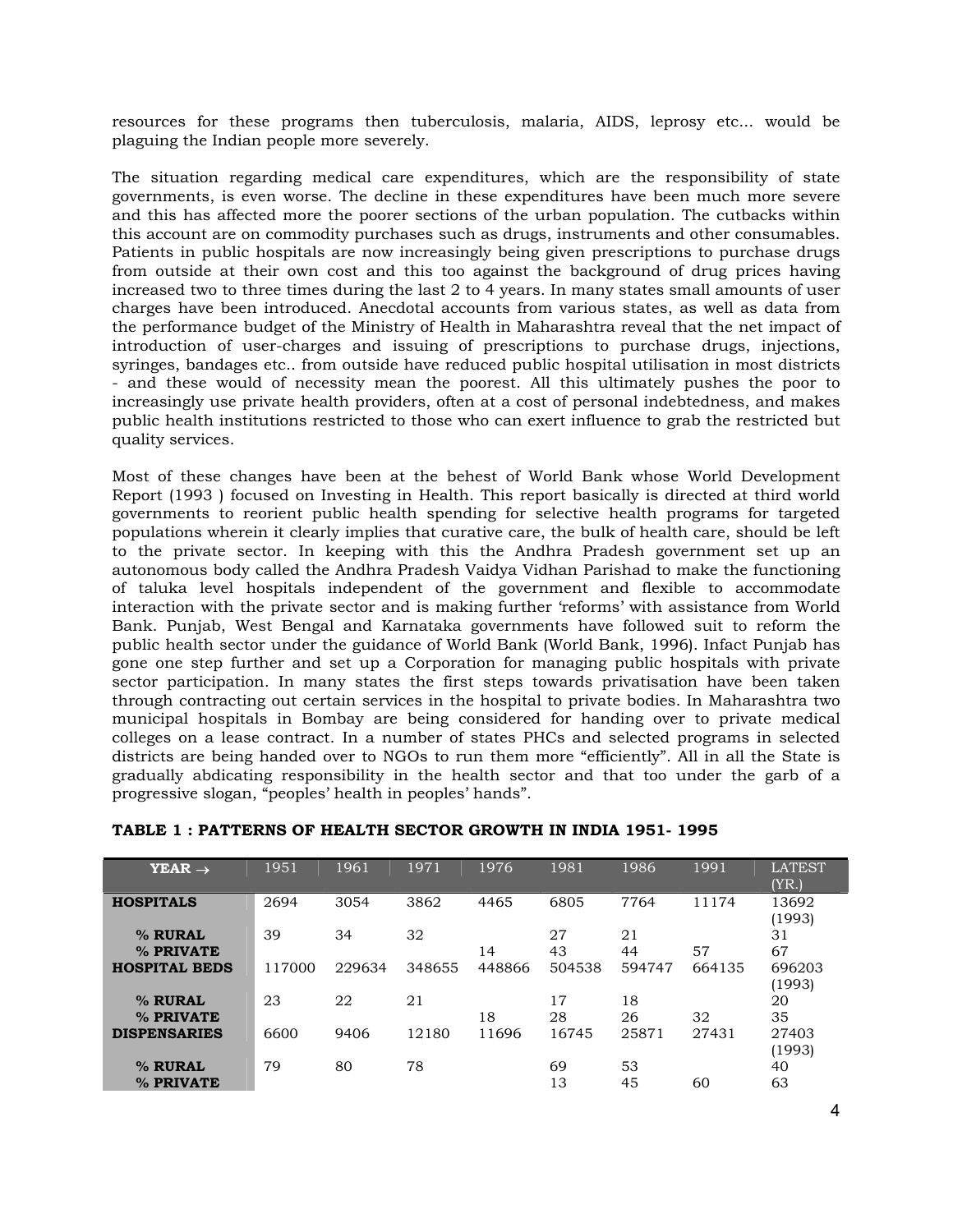resources for these programs then tuberculosis, malaria, AIDS, leprosy etc... would be plaguing the Indian people more severely.

The situation regarding medical care expenditures, which are the responsibility of state governments, is even worse. The decline in these expenditures have been much more severe and this has affected more the poorer sections of the urban population. The cutbacks within this account are on commodity purchases such as drugs, instruments and other consumables. Patients in public hospitals are now increasingly being given prescriptions to purchase drugs from outside at their own cost and this too against the background of drug prices having increased two to three times during the last 2 to 4 years. In many states small amounts of user charges have been introduced. Anecdotal accounts from various states, as well as data from the performance budget of the Ministry of Health in Maharashtra reveal that the net impact of introduction of user-charges and issuing of prescriptions to purchase drugs, injections, syringes, bandages etc.. from outside have reduced public hospital utilisation in most districts - and these would of necessity mean the poorest. All this ultimately pushes the poor to increasingly use private health providers, often at a cost of personal indebtedness, and makes public health institutions restricted to those who can exert influence to grab the restricted but quality services.

Most of these changes have been at the behest of World Bank whose World Development Report (1993 ) focused on Investing in Health. This report basically is directed at third world governments to reorient public health spending for selective health programs for targeted populations wherein it clearly implies that curative care, the bulk of health care, should be left to the private sector. In keeping with this the Andhra Pradesh government set up an autonomous body called the Andhra Pradesh Vaidya Vidhan Parishad to make the functioning of taluka level hospitals independent of the government and flexible to accommodate interaction with the private sector and is making further 'reforms' with assistance from World Bank. Punjab, West Bengal and Karnataka governments have followed suit to reform the public health sector under the guidance of World Bank (World Bank, 1996). Infact Punjab has gone one step further and set up a Corporation for managing public hospitals with private sector participation. In many states the first steps towards privatisation have been taken through contracting out certain services in the hospital to private bodies. In Maharashtra two municipal hospitals in Bombay are being considered for handing over to private medical colleges on a lease contract. In a number of states PHCs and selected programs in selected districts are being handed over to NGOs to run them more "efficiently". All in all the State is gradually abdicating responsibility in the health sector and that too under the garb of a progressive slogan, "peoples' health in peoples' hands".

**TABLE 1 : PATTERNS OF HEALTH SECTOR GROWTH IN INDIA 1951- 1995**

| YEAR → | 1951 | 1961 | 1971 | 1976 | 1981 | 1986 | 1991 | LATEST (YR.) |
|---|---|---|---|---|---|---|---|---|
| **HOSPITALS** | 2694 | 3054 | 3862 | 4465 | 6805 | 7764 | 11174 | 13692 (1993) |
| **% RURAL** | 39 | 34 | 32 | | 27 | 21 | | 31 |
| **% PRIVATE** | | | | 14 | 43 | 44 | 57 | 67 |
| **HOSPITAL BEDS** | 117000 | 229634 | 348655 | 448866 | 504538 | 594747 | 664135 | 696203 (1993) |
| **% RURAL** | 23 | 22 | 21 | | 17 | 18 | | 20 |
| **% PRIVATE** | | | | 18 | 28 | 26 | 32 | 35 |
| **DISPENSARIES** | 6600 | 9406 | 12180 | 11696 | 16745 | 25871 | 27431 | 27403 (1993) |
| **% RURAL** | 79 | 80 | 78 | | 69 | 53 | | 40 |
| **% PRIVATE** | | | | | 13 | 45 | 60 | 63 |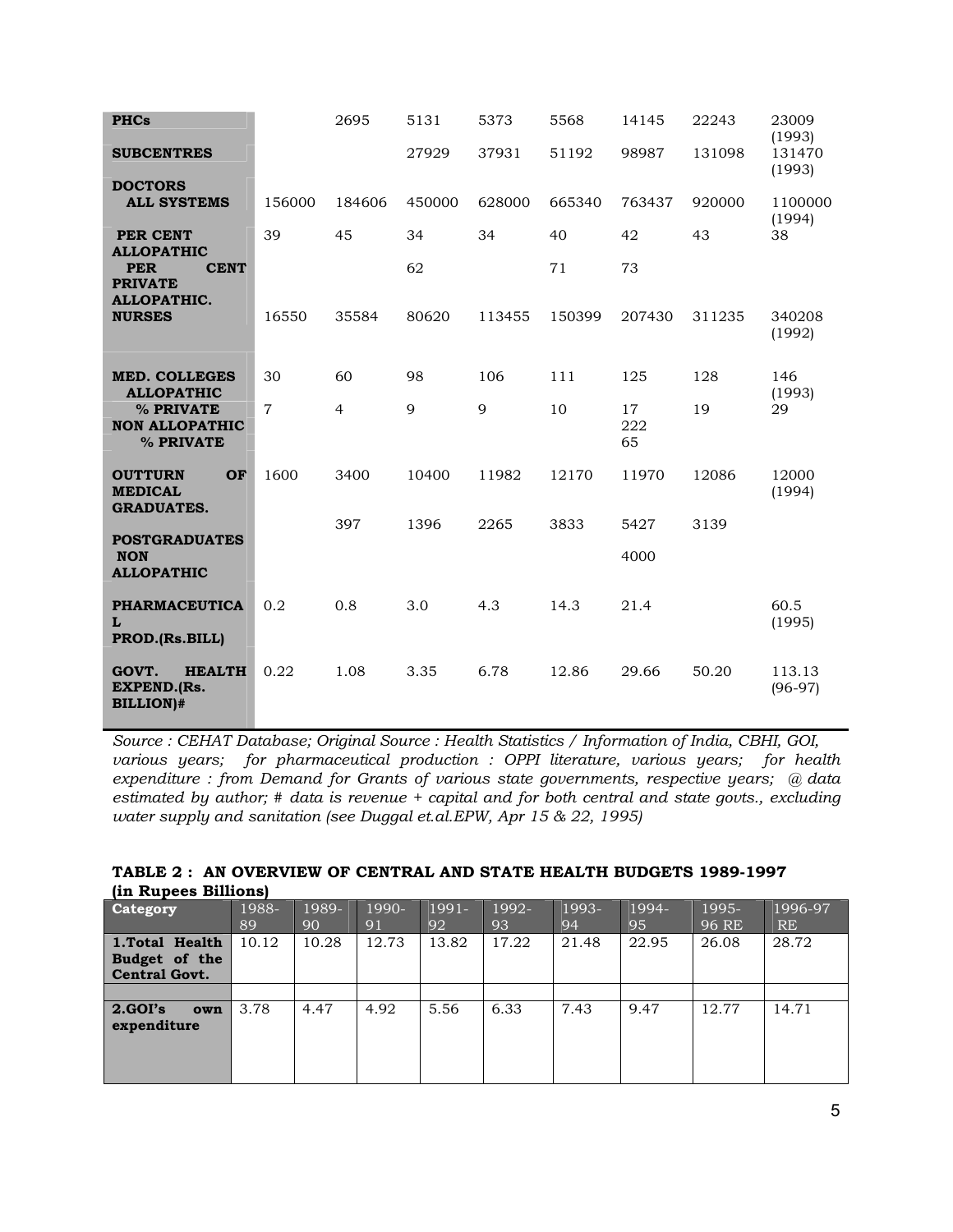| | | | | | | | | |
|---|---|---|---|---|---|---|---|---|
| **PHCs** | | 2695 | 5131 | 5373 | 5568 | 14145 | 22243 | 23009 (1993) |
| **SUBCENTRES** | | | 27929 | 37931 | 51192 | 98987 | 131098 | 131470 (1993) |
| **DOCTORS ALL SYSTEMS** | 156000 | 184606 | 450000 | 628000 | 665340 | 763437 | 920000 | 1100000 (1994) |
| **PER CENT ALLOPATHIC** | 39 | 45 | 34 | 34 | 40 | 42 | 43 | 38 |
| **PER CENT PRIVATE ALLOPATHIC.** | | | 62 | | 71 | 73 | | |
| **NURSES** | 16550 | 35584 | 80620 | 113455 | 150399 | 207430 | 311235 | 340208 (1992) |
| **MED. COLLEGES ALLOPATHIC** | 30 | 60 | 98 | 106 | 111 | 125 | 128 | 146 (1993) |
| **% PRIVATE** | 7 | 4 | 9 | 9 | 10 | 17 | 19 | 29 |
| **NON ALLOPATHIC** | | | | | | 222 | | |
| **% PRIVATE** | | | | | | 65 | | |
| **OUTTURN OF MEDICAL GRADUATES.** | 1600 | 3400 | 10400 | 11982 | 12170 | 11970 | 12086 | 12000 (1994) |
| **POSTGRADUATES** | | 397 | 1396 | 2265 | 3833 | 5427 | 3139 | |
| **NON ALLOPATHIC** | | | | | | 4000 | | |
| **PHARMACEUTICAL PROD.(Rs.BILL)** | 0.2 | 0.8 | 3.0 | 4.3 | 14.3 | 21.4 | | 60.5 (1995) |
| **GOVT. HEALTH EXPEND.(Rs. BILLION)#** | 0.22 | 1.08 | 3.35 | 6.78 | 12.86 | 29.66 | 50.20 | 113.13 (96-97) |

*Source : CEHAT Database; Original Source : Health Statistics / Information of India, CBHI, GOI, various years; for pharmaceutical production : OPPI literature, various years; for health expenditure : from Demand for Grants of various state governments, respective years; @ data estimated by author; # data is revenue + capital and for both central and state govts., excluding water supply and sanitation (see Duggal et.al.EPW, Apr 15 & 22, 1995)*

**TABLE 2 : AN OVERVIEW OF CENTRAL AND STATE HEALTH BUDGETS 1989-1997 (in Rupees Billions)**

| Category | 1988-89 | 1989-90 | 1990-91 | 1991-92 | 1992-93 | 1993-94 | 1994-95 | 1995-96 RE | 1996-97 RE |
|---|---|---|---|---|---|---|---|---|---|
| **1.Total Health Budget of the Central Govt.** | 10.12 | 10.28 | 12.73 | 13.82 | 17.22 | 21.48 | 22.95 | 26.08 | 28.72 |
| | | | | | | | | | |
| **2.GOI's own expenditure** | 3.78 | 4.47 | 4.92 | 5.56 | 6.33 | 7.43 | 9.47 | 12.77 | 14.71 |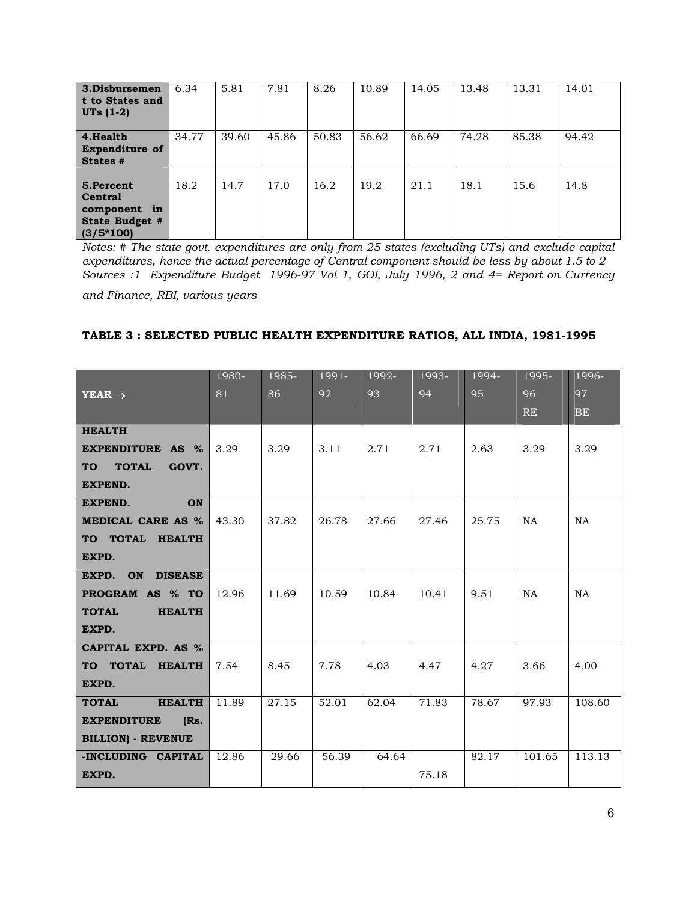| 3.Disbursement to States and UTs (1-2) | 6.34 | 5.81 | 7.81 | 8.26 | 10.89 | 14.05 | 13.48 | 13.31 | 14.01 |
|---|---|---|---|---|---|---|---|---|---|
| 4.Health Expenditure of States # | 34.77 | 39.60 | 45.86 | 50.83 | 56.62 | 66.69 | 74.28 | 85.38 | 94.42 |
| 5.Percent Central component in State Budget # (3/5*100) | 18.2 | 14.7 | 17.0 | 16.2 | 19.2 | 21.1 | 18.1 | 15.6 | 14.8 |

*Notes: # The state govt. expenditures are only from 25 states (excluding UTs) and exclude capital expenditures, hence the actual percentage of Central component should be less by about 1.5 to 2*
*Sources :1 Expenditure Budget 1996-97 Vol 1, GOI, July 1996, 2 and 4= Report on Currency and Finance, RBI, various years*

### TABLE 3 : SELECTED PUBLIC HEALTH EXPENDITURE RATIOS, ALL INDIA, 1981-1995

| YEAR → | 1980-81 | 1985-86 | 1991-92 | 1992-93 | 1993-94 | 1994-95 | 1995-96 RE | 1996-97 BE |
|---|---|---|---|---|---|---|---|---|
| **HEALTH EXPENDITURE AS % TO TOTAL GOVT. EXPEND.** | 3.29 | 3.29 | 3.11 | 2.71 | 2.71 | 2.63 | 3.29 | 3.29 |
| **EXPEND. ON MEDICAL CARE AS % TO TOTAL HEALTH EXPD.** | 43.30 | 37.82 | 26.78 | 27.66 | 27.46 | 25.75 | NA | NA |
| **EXPD. ON DISEASE PROGRAM AS % TO TOTAL HEALTH EXPD.** | 12.96 | 11.69 | 10.59 | 10.84 | 10.41 | 9.51 | NA | NA |
| **CAPITAL EXPD. AS % TO TOTAL HEALTH EXPD.** | 7.54 | 8.45 | 7.78 | 4.03 | 4.47 | 4.27 | 3.66 | 4.00 |
| **TOTAL HEALTH EXPENDITURE (Rs. BILLION) - REVENUE** | 11.89 | 27.15 | 52.01 | 62.04 | 71.83 | 78.67 | 97.93 | 108.60 |
| **-INCLUDING CAPITAL EXPD.** | 12.86 | 29.66 | 56.39 | 64.64 | 75.18 | 82.17 | 101.65 | 113.13 |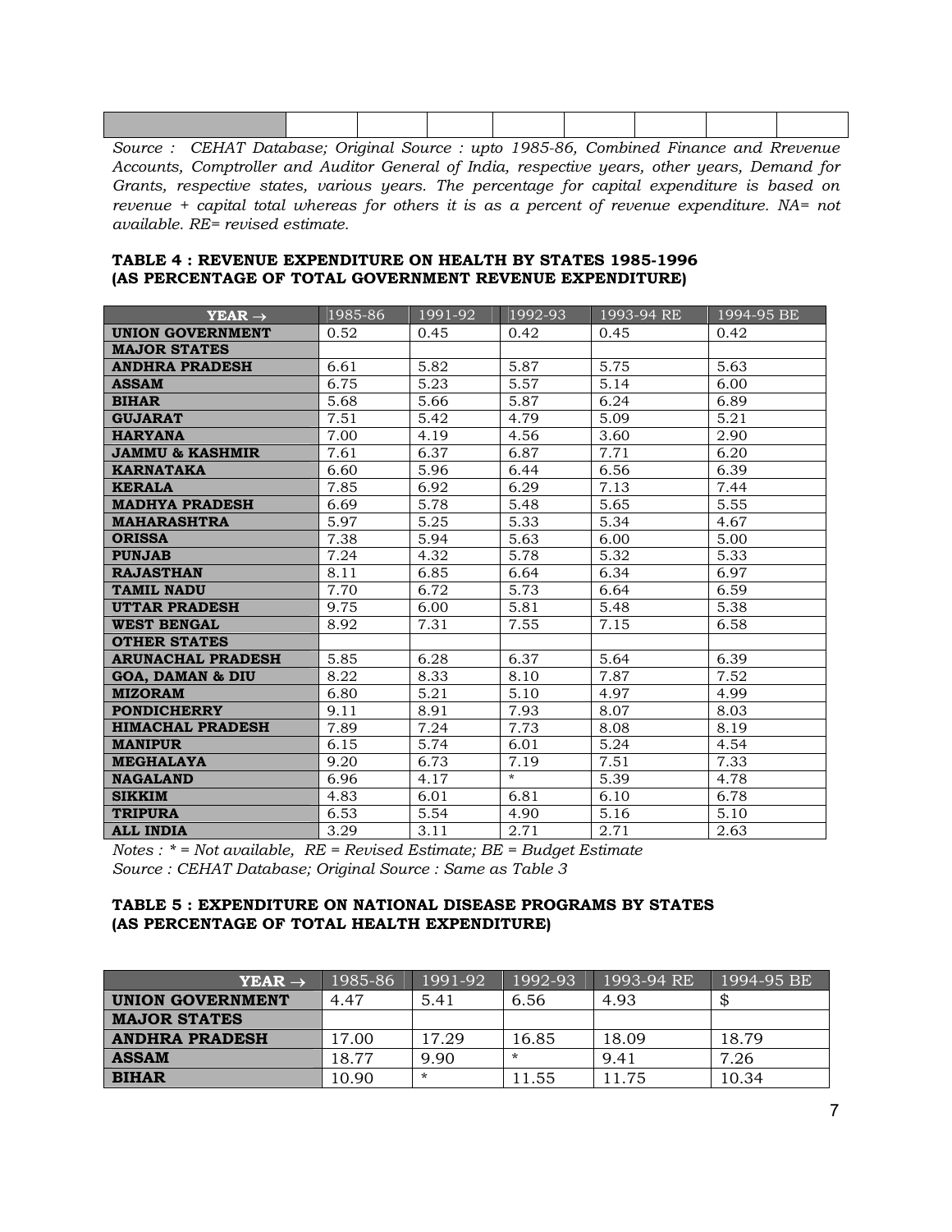| | | | | | | | | |
|---|---|---|---|---|---|---|---|---|
| | | | | | | | | |

*Source : CEHAT Database; Original Source : upto 1985-86, Combined Finance and Rrevenue Accounts, Comptroller and Auditor General of India, respective years, other years, Demand for Grants, respective states, various years. The percentage for capital expenditure is based on revenue + capital total whereas for others it is as a percent of revenue expenditure. NA= not available. RE= revised estimate.*

**TABLE 4 : REVENUE EXPENDITURE ON HEALTH BY STATES 1985-1996 (AS PERCENTAGE OF TOTAL GOVERNMENT REVENUE EXPENDITURE)**

| YEAR → | 1985-86 | 1991-92 | 1992-93 | 1993-94 RE | 1994-95 BE |
|---|---|---|---|---|---|
| **UNION GOVERNMENT** | 0.52 | 0.45 | 0.42 | 0.45 | 0.42 |
| **MAJOR STATES** | | | | | |
| **ANDHRA PRADESH** | 6.61 | 5.82 | 5.87 | 5.75 | 5.63 |
| **ASSAM** | 6.75 | 5.23 | 5.57 | 5.14 | 6.00 |
| **BIHAR** | 5.68 | 5.66 | 5.87 | 6.24 | 6.89 |
| **GUJARAT** | 7.51 | 5.42 | 4.79 | 5.09 | 5.21 |
| **HARYANA** | 7.00 | 4.19 | 4.56 | 3.60 | 2.90 |
| **JAMMU & KASHMIR** | 7.61 | 6.37 | 6.87 | 7.71 | 6.20 |
| **KARNATAKA** | 6.60 | 5.96 | 6.44 | 6.56 | 6.39 |
| **KERALA** | 7.85 | 6.92 | 6.29 | 7.13 | 7.44 |
| **MADHYA PRADESH** | 6.69 | 5.78 | 5.48 | 5.65 | 5.55 |
| **MAHARASHTRA** | 5.97 | 5.25 | 5.33 | 5.34 | 4.67 |
| **ORISSA** | 7.38 | 5.94 | 5.63 | 6.00 | 5.00 |
| **PUNJAB** | 7.24 | 4.32 | 5.78 | 5.32 | 5.33 |
| **RAJASTHAN** | 8.11 | 6.85 | 6.64 | 6.34 | 6.97 |
| **TAMIL NADU** | 7.70 | 6.72 | 5.73 | 6.64 | 6.59 |
| **UTTAR PRADESH** | 9.75 | 6.00 | 5.81 | 5.48 | 5.38 |
| **WEST BENGAL** | 8.92 | 7.31 | 7.55 | 7.15 | 6.58 |
| **OTHER STATES** | | | | | |
| **ARUNACHAL PRADESH** | 5.85 | 6.28 | 6.37 | 5.64 | 6.39 |
| **GOA, DAMAN & DIU** | 8.22 | 8.33 | 8.10 | 7.87 | 7.52 |
| **MIZORAM** | 6.80 | 5.21 | 5.10 | 4.97 | 4.99 |
| **PONDICHERRY** | 9.11 | 8.91 | 7.93 | 8.07 | 8.03 |
| **HIMACHAL PRADESH** | 7.89 | 7.24 | 7.73 | 8.08 | 8.19 |
| **MANIPUR** | 6.15 | 5.74 | 6.01 | 5.24 | 4.54 |
| **MEGHALAYA** | 9.20 | 6.73 | 7.19 | 7.51 | 7.33 |
| **NAGALAND** | 6.96 | 4.17 | * | 5.39 | 4.78 |
| **SIKKIM** | 4.83 | 6.01 | 6.81 | 6.10 | 6.78 |
| **TRIPURA** | 6.53 | 5.54 | 4.90 | 5.16 | 5.10 |
| **ALL INDIA** | 3.29 | 3.11 | 2.71 | 2.71 | 2.63 |

*Notes : * = Not available, RE = Revised Estimate; BE = Budget Estimate*
*Source : CEHAT Database; Original Source : Same as Table 3*

**TABLE 5 : EXPENDITURE ON NATIONAL DISEASE PROGRAMS BY STATES (AS PERCENTAGE OF TOTAL HEALTH EXPENDITURE)**

| YEAR → | 1985-86 | 1991-92 | 1992-93 | 1993-94 RE | 1994-95 BE |
|---|---|---|---|---|---|
| **UNION GOVERNMENT** | 4.47 | 5.41 | 6.56 | 4.93 | $ |
| **MAJOR STATES** | | | | | |
| **ANDHRA PRADESH** | 17.00 | 17.29 | 16.85 | 18.09 | 18.79 |
| **ASSAM** | 18.77 | 9.90 | * | 9.41 | 7.26 |
| **BIHAR** | 10.90 | * | 11.55 | 11.75 | 10.34 |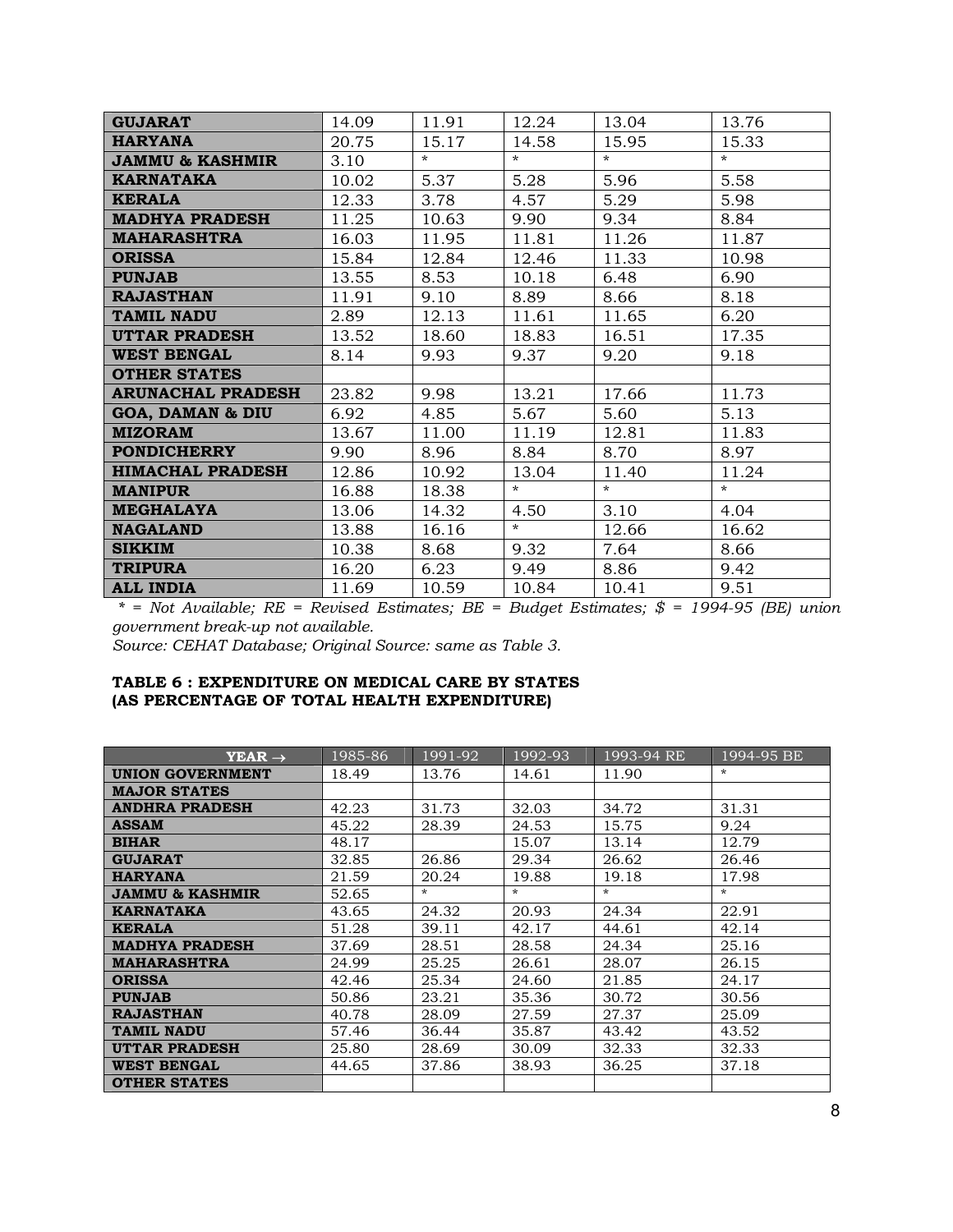| | | | | | |
|---|---|---|---|---|---|
| **GUJARAT** | 14.09 | 11.91 | 12.24 | 13.04 | 13.76 |
| **HARYANA** | 20.75 | 15.17 | 14.58 | 15.95 | 15.33 |
| **JAMMU & KASHMIR** | 3.10 | * | * | * | * |
| **KARNATAKA** | 10.02 | 5.37 | 5.28 | 5.96 | 5.58 |
| **KERALA** | 12.33 | 3.78 | 4.57 | 5.29 | 5.98 |
| **MADHYA PRADESH** | 11.25 | 10.63 | 9.90 | 9.34 | 8.84 |
| **MAHARASHTRA** | 16.03 | 11.95 | 11.81 | 11.26 | 11.87 |
| **ORISSA** | 15.84 | 12.84 | 12.46 | 11.33 | 10.98 |
| **PUNJAB** | 13.55 | 8.53 | 10.18 | 6.48 | 6.90 |
| **RAJASTHAN** | 11.91 | 9.10 | 8.89 | 8.66 | 8.18 |
| **TAMIL NADU** | 2.89 | 12.13 | 11.61 | 11.65 | 6.20 |
| **UTTAR PRADESH** | 13.52 | 18.60 | 18.83 | 16.51 | 17.35 |
| **WEST BENGAL** | 8.14 | 9.93 | 9.37 | 9.20 | 9.18 |
| **OTHER STATES** | | | | | |
| **ARUNACHAL PRADESH** | 23.82 | 9.98 | 13.21 | 17.66 | 11.73 |
| **GOA, DAMAN & DIU** | 6.92 | 4.85 | 5.67 | 5.60 | 5.13 |
| **MIZORAM** | 13.67 | 11.00 | 11.19 | 12.81 | 11.83 |
| **PONDICHERRY** | 9.90 | 8.96 | 8.84 | 8.70 | 8.97 |
| **HIMACHAL PRADESH** | 12.86 | 10.92 | 13.04 | 11.40 | 11.24 |
| **MANIPUR** | 16.88 | 18.38 | * | * | * |
| **MEGHALAYA** | 13.06 | 14.32 | 4.50 | 3.10 | 4.04 |
| **NAGALAND** | 13.88 | 16.16 | * | 12.66 | 16.62 |
| **SIKKIM** | 10.38 | 8.68 | 9.32 | 7.64 | 8.66 |
| **TRIPURA** | 16.20 | 6.23 | 9.49 | 8.86 | 9.42 |
| **ALL INDIA** | 11.69 | 10.59 | 10.84 | 10.41 | 9.51 |

*\* = Not Available; RE = Revised Estimates; BE = Budget Estimates; $ = 1994-95 (BE) union government break-up not available.*

*Source: CEHAT Database; Original Source: same as Table 3.*

### TABLE 6 : EXPENDITURE ON MEDICAL CARE BY STATES (AS PERCENTAGE OF TOTAL HEALTH EXPENDITURE)

| YEAR → | 1985-86 | 1991-92 | 1992-93 | 1993-94 RE | 1994-95 BE |
|---|---|---|---|---|---|
| **UNION GOVERNMENT** | 18.49 | 13.76 | 14.61 | 11.90 | * |
| **MAJOR STATES** | | | | | |
| **ANDHRA PRADESH** | 42.23 | 31.73 | 32.03 | 34.72 | 31.31 |
| **ASSAM** | 45.22 | 28.39 | 24.53 | 15.75 | 9.24 |
| **BIHAR** | 48.17 | | 15.07 | 13.14 | 12.79 |
| **GUJARAT** | 32.85 | 26.86 | 29.34 | 26.62 | 26.46 |
| **HARYANA** | 21.59 | 20.24 | 19.88 | 19.18 | 17.98 |
| **JAMMU & KASHMIR** | 52.65 | * | * | * | * |
| **KARNATAKA** | 43.65 | 24.32 | 20.93 | 24.34 | 22.91 |
| **KERALA** | 51.28 | 39.11 | 42.17 | 44.61 | 42.14 |
| **MADHYA PRADESH** | 37.69 | 28.51 | 28.58 | 24.34 | 25.16 |
| **MAHARASHTRA** | 24.99 | 25.25 | 26.61 | 28.07 | 26.15 |
| **ORISSA** | 42.46 | 25.34 | 24.60 | 21.85 | 24.17 |
| **PUNJAB** | 50.86 | 23.21 | 35.36 | 30.72 | 30.56 |
| **RAJASTHAN** | 40.78 | 28.09 | 27.59 | 27.37 | 25.09 |
| **TAMIL NADU** | 57.46 | 36.44 | 35.87 | 43.42 | 43.52 |
| **UTTAR PRADESH** | 25.80 | 28.69 | 30.09 | 32.33 | 32.33 |
| **WEST BENGAL** | 44.65 | 37.86 | 38.93 | 36.25 | 37.18 |
| **OTHER STATES** | | | | | |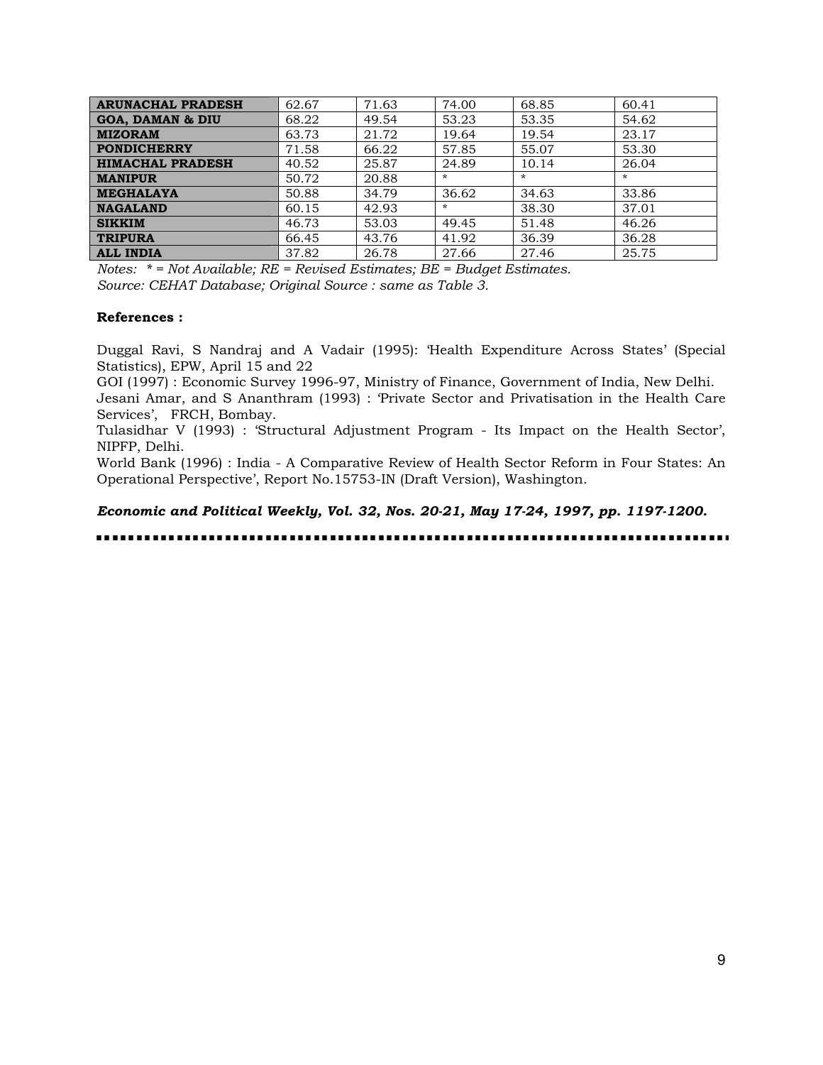| | | | | | |
|---|---|---|---|---|---|
| **ARUNACHAL PRADESH** | 62.67 | 71.63 | 74.00 | 68.85 | 60.41 |
| **GOA, DAMAN & DIU** | 68.22 | 49.54 | 53.23 | 53.35 | 54.62 |
| **MIZORAM** | 63.73 | 21.72 | 19.64 | 19.54 | 23.17 |
| **PONDICHERRY** | 71.58 | 66.22 | 57.85 | 55.07 | 53.30 |
| **HIMACHAL PRADESH** | 40.52 | 25.87 | 24.89 | 10.14 | 26.04 |
| **MANIPUR** | 50.72 | 20.88 | * | * | * |
| **MEGHALAYA** | 50.88 | 34.79 | 36.62 | 34.63 | 33.86 |
| **NAGALAND** | 60.15 | 42.93 | * | 38.30 | 37.01 |
| **SIKKIM** | 46.73 | 53.03 | 49.45 | 51.48 | 46.26 |
| **TRIPURA** | 66.45 | 43.76 | 41.92 | 36.39 | 36.28 |
| **ALL INDIA** | 37.82 | 26.78 | 27.66 | 27.46 | 25.75 |

*Notes: * = Not Available; RE = Revised Estimates; BE = Budget Estimates.*
*Source: CEHAT Database; Original Source : same as Table 3.*

**References :**

Duggal Ravi, S Nandraj and A Vadair (1995): 'Health Expenditure Across States' (Special Statistics), EPW, April 15 and 22

GOI (1997) : Economic Survey 1996-97, Ministry of Finance, Government of India, New Delhi.

Jesani Amar, and S Ananthram (1993) : 'Private Sector and Privatisation in the Health Care Services', FRCH, Bombay.

Tulasidhar V (1993) : 'Structural Adjustment Program - Its Impact on the Health Sector', NIPFP, Delhi.

World Bank (1996) : India - A Comparative Review of Health Sector Reform in Four States: An Operational Perspective', Report No.15753-IN (Draft Version), Washington.

***Economic and Political Weekly, Vol. 32, Nos. 20-21, May 17-24, 1997, pp. 1197-1200.***